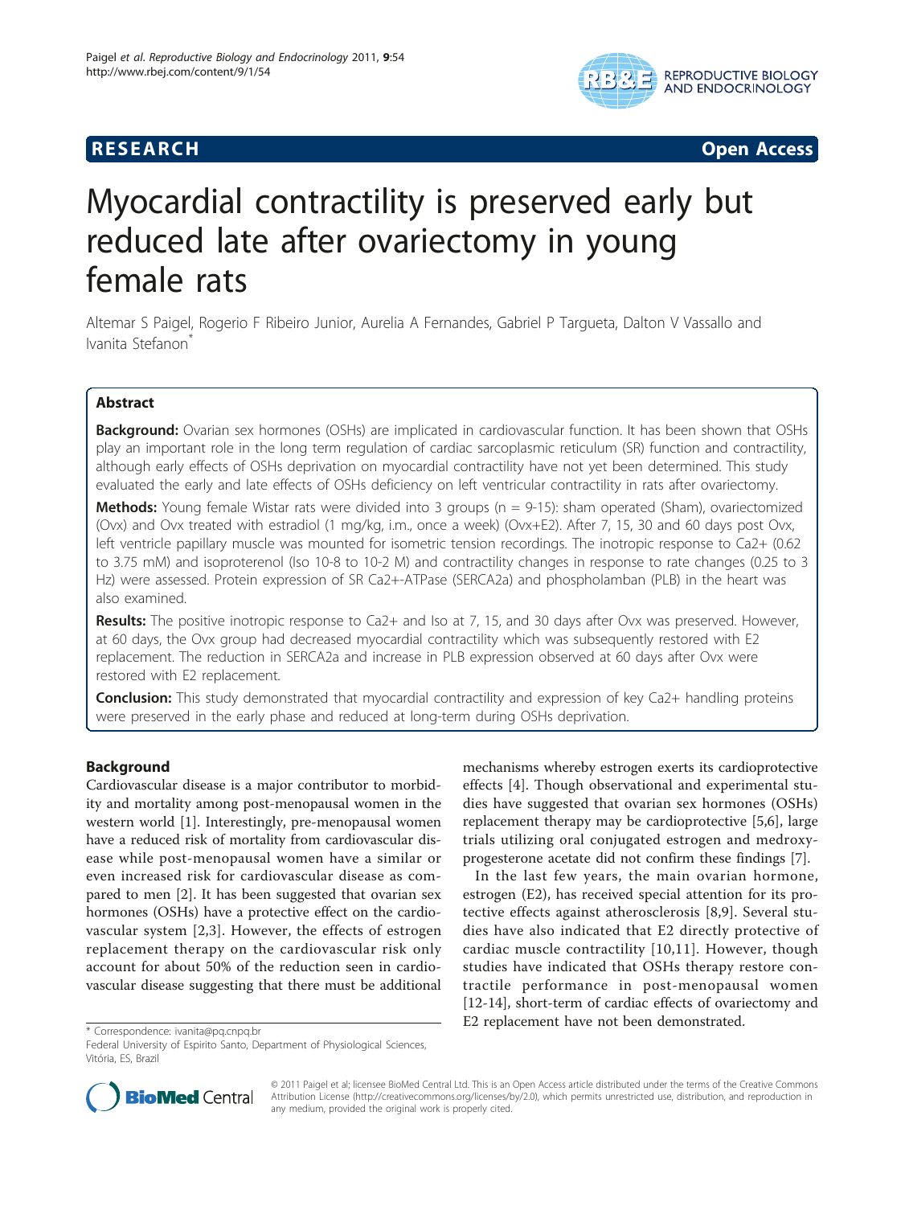**RESEARCH** **Open Access**

# Myocardial contractility is preserved early but reduced late after ovariectomy in young female rats

Altemar S Paigel, Rogerio F Ribeiro Junior, Aurelia A Fernandes, Gabriel P Targueta, Dalton V Vassallo and Ivanita Stefanon*

## Abstract

**Background:** Ovarian sex hormones (OSHs) are implicated in cardiovascular function. It has been shown that OSHs play an important role in the long term regulation of cardiac sarcoplasmic reticulum (SR) function and contractility, although early effects of OSHs deprivation on myocardial contractility have not yet been determined. This study evaluated the early and late effects of OSHs deficiency on left ventricular contractility in rats after ovariectomy.

**Methods:** Young female Wistar rats were divided into 3 groups (n = 9-15): sham operated (Sham), ovariectomized (Ovx) and Ovx treated with estradiol (1 mg/kg, i.m., once a week) (Ovx+E2). After 7, 15, 30 and 60 days post Ovx, left ventricle papillary muscle was mounted for isometric tension recordings. The inotropic response to Ca2+ (0.62 to 3.75 mM) and isoproterenol (Iso 10-8 to 10-2 M) and contractility changes in response to rate changes (0.25 to 3 Hz) were assessed. Protein expression of SR Ca2+-ATPase (SERCA2a) and phospholamban (PLB) in the heart was also examined.

**Results:** The positive inotropic response to Ca2+ and Iso at 7, 15, and 30 days after Ovx was preserved. However, at 60 days, the Ovx group had decreased myocardial contractility which was subsequently restored with E2 replacement. The reduction in SERCA2a and increase in PLB expression observed at 60 days after Ovx were restored with E2 replacement.

**Conclusion:** This study demonstrated that myocardial contractility and expression of key Ca2+ handling proteins were preserved in the early phase and reduced at long-term during OSHs deprivation.

## Background

Cardiovascular disease is a major contributor to morbidity and mortality among post-menopausal women in the western world [1]. Interestingly, pre-menopausal women have a reduced risk of mortality from cardiovascular disease while post-menopausal women have a similar or even increased risk for cardiovascular disease as compared to men [2]. It has been suggested that ovarian sex hormones (OSHs) have a protective effect on the cardiovascular system [2,3]. However, the effects of estrogen replacement therapy on the cardiovascular risk only account for about 50% of the reduction seen in cardiovascular disease suggesting that there must be additional mechanisms whereby estrogen exerts its cardioprotective effects [4]. Though observational and experimental studies have suggested that ovarian sex hormones (OSHs) replacement therapy may be cardioprotective [5,6], large trials utilizing oral conjugated estrogen and medroxyprogesterone acetate did not confirm these findings [7].

In the last few years, the main ovarian hormone, estrogen (E2), has received special attention for its protective effects against atherosclerosis [8,9]. Several studies have also indicated that E2 directly protective of cardiac muscle contractility [10,11]. However, though studies have indicated that OSHs therapy restore contractile performance in post-menopausal women [12-14], short-term of cardiac effects of ovariectomy and E2 replacement have not been demonstrated.

\* Correspondence: ivanita@pq.cnpq.br
Federal University of Espirito Santo, Department of Physiological Sciences, Vitória, ES, Brazil

© 2011 Paigel et al; licensee BioMed Central Ltd. This is an Open Access article distributed under the terms of the Creative Commons Attribution License (http://creativecommons.org/licenses/by/2.0), which permits unrestricted use, distribution, and reproduction in any medium, provided the original work is properly cited.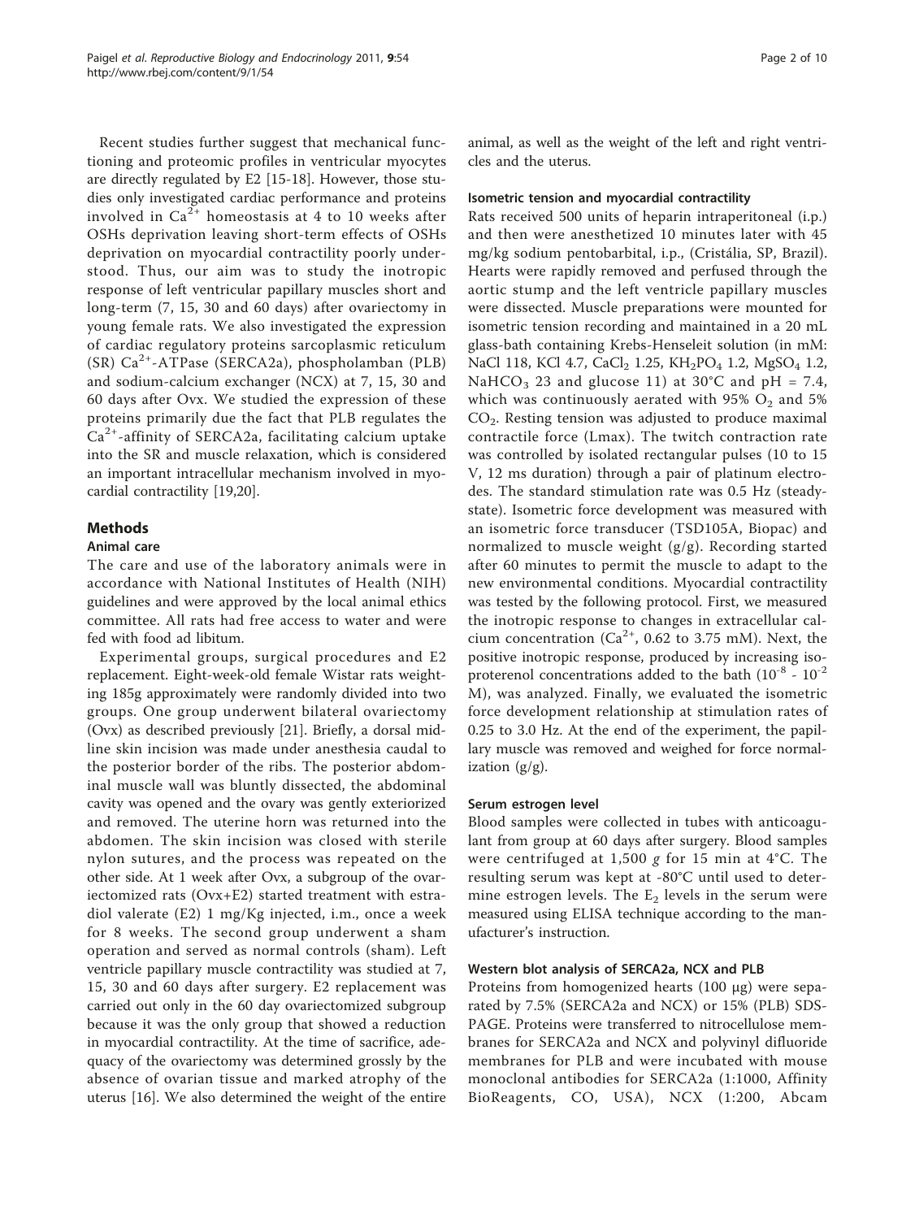Recent studies further suggest that mechanical functioning and proteomic profiles in ventricular myocytes are directly regulated by E2 [15-18]. However, those studies only investigated cardiac performance and proteins involved in $Ca^{2+}$ homeostasis at 4 to 10 weeks after OSHs deprivation leaving short-term effects of OSHs deprivation on myocardial contractility poorly understood. Thus, our aim was to study the inotropic response of left ventricular papillary muscles short and long-term (7, 15, 30 and 60 days) after ovariectomy in young female rats. We also investigated the expression of cardiac regulatory proteins sarcoplasmic reticulum (SR) $Ca^{2+}$-ATPase (SERCA2a), phospholamban (PLB) and sodium-calcium exchanger (NCX) at 7, 15, 30 and 60 days after Ovx. We studied the expression of these proteins primarily due the fact that PLB regulates the $Ca^{2+}$-affinity of SERCA2a, facilitating calcium uptake into the SR and muscle relaxation, which is considered an important intracellular mechanism involved in myocardial contractility [19,20].

## Methods

### Animal care

The care and use of the laboratory animals were in accordance with National Institutes of Health (NIH) guidelines and were approved by the local animal ethics committee. All rats had free access to water and were fed with food ad libitum.

Experimental groups, surgical procedures and E2 replacement. Eight-week-old female Wistar rats weighting 185g approximately were randomly divided into two groups. One group underwent bilateral ovariectomy (Ovx) as described previously [21]. Briefly, a dorsal midline skin incision was made under anesthesia caudal to the posterior border of the ribs. The posterior abdominal muscle wall was bluntly dissected, the abdominal cavity was opened and the ovary was gently exteriorized and removed. The uterine horn was returned into the abdomen. The skin incision was closed with sterile nylon sutures, and the process was repeated on the other side. At 1 week after Ovx, a subgroup of the ovariectomized rats (Ovx+E2) started treatment with estradiol valerate (E2) 1 mg/Kg injected, i.m., once a week for 8 weeks. The second group underwent a sham operation and served as normal controls (sham). Left ventricle papillary muscle contractility was studied at 7, 15, 30 and 60 days after surgery. E2 replacement was carried out only in the 60 day ovariectomized subgroup because it was the only group that showed a reduction in myocardial contractility. At the time of sacrifice, adequacy of the ovariectomy was determined grossly by the absence of ovarian tissue and marked atrophy of the uterus [16]. We also determined the weight of the entire animal, as well as the weight of the left and right ventricles and the uterus.

### Isometric tension and myocardial contractility

Rats received 500 units of heparin intraperitoneal (i.p.) and then were anesthetized 10 minutes later with 45 mg/kg sodium pentobarbital, i.p., (Cristália, SP, Brazil). Hearts were rapidly removed and perfused through the aortic stump and the left ventricle papillary muscles were dissected. Muscle preparations were mounted for isometric tension recording and maintained in a 20 mL glass-bath containing Krebs-Henseleit solution (in mM: NaCl 118, KCl 4.7, $CaCl_2$ 1.25, $KH_2PO_4$ 1.2, $MgSO_4$ 1.2, $NaHCO_3$ 23 and glucose 11) at 30°C and pH = 7.4, which was continuously aerated with 95% $O_2$ and 5% $CO_2$. Resting tension was adjusted to produce maximal contractile force (Lmax). The twitch contraction rate was controlled by isolated rectangular pulses (10 to 15 V, 12 ms duration) through a pair of platinum electrodes. The standard stimulation rate was 0.5 Hz (steady-state). Isometric force development was measured with an isometric force transducer (TSD105A, Biopac) and normalized to muscle weight (g/g). Recording started after 60 minutes to permit the muscle to adapt to the new environmental conditions. Myocardial contractility was tested by the following protocol. First, we measured the inotropic response to changes in extracellular calcium concentration ($Ca^{2+}$, 0.62 to 3.75 mM). Next, the positive inotropic response, produced by increasing isoproterenol concentrations added to the bath ($10^{-8}$ - $10^{-2}$ M), was analyzed. Finally, we evaluated the isometric force development relationship at stimulation rates of 0.25 to 3.0 Hz. At the end of the experiment, the papillary muscle was removed and weighed for force normalization (g/g).

### Serum estrogen level

Blood samples were collected in tubes with anticoagulant from group at 60 days after surgery. Blood samples were centrifuged at 1,500 *g* for 15 min at 4°C. The resulting serum was kept at -80°C until used to determine estrogen levels. The $E_2$ levels in the serum were measured using ELISA technique according to the manufacturer's instruction.

### Western blot analysis of SERCA2a, NCX and PLB

Proteins from homogenized hearts (100 μg) were separated by 7.5% (SERCA2a and NCX) or 15% (PLB) SDS-PAGE. Proteins were transferred to nitrocellulose membranes for SERCA2a and NCX and polyvinyl difluoride membranes for PLB and were incubated with mouse monoclonal antibodies for SERCA2a (1:1000, Affinity BioReagents, CO, USA), NCX (1:200, Abcam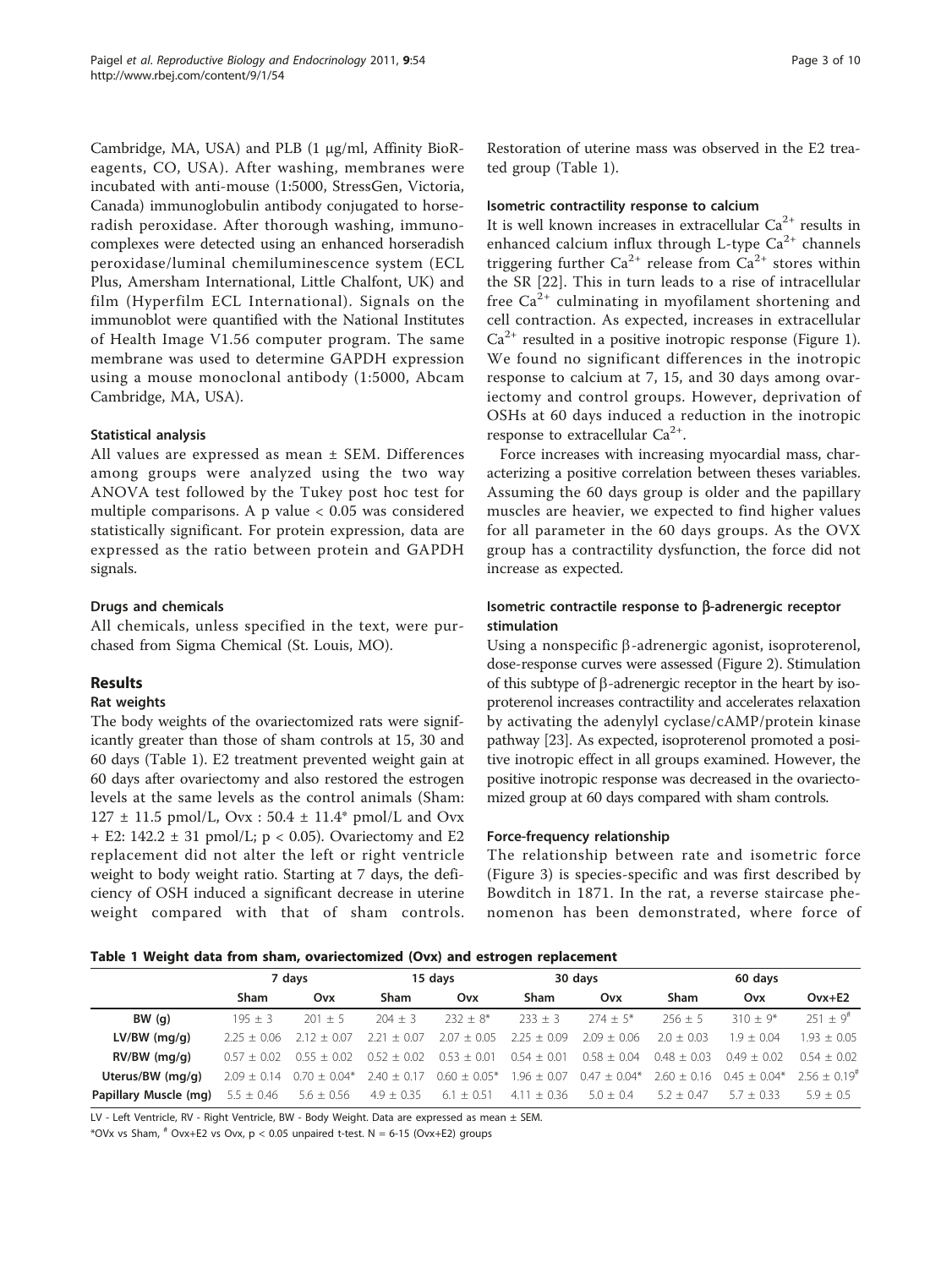Cambridge, MA, USA) and PLB (1 μg/ml, Affinity BioReagents, CO, USA). After washing, membranes were incubated with anti-mouse (1:5000, StressGen, Victoria, Canada) immunoglobulin antibody conjugated to horseradish peroxidase. After thorough washing, immunocomplexes were detected using an enhanced horseradish peroxidase/luminal chemiluminescence system (ECL Plus, Amersham International, Little Chalfont, UK) and film (Hyperfilm ECL International). Signals on the immunoblot were quantified with the National Institutes of Health Image V1.56 computer program. The same membrane was used to determine GAPDH expression using a mouse monoclonal antibody (1:5000, Abcam Cambridge, MA, USA).

### Statistical analysis

All values are expressed as mean ± SEM. Differences among groups were analyzed using the two way ANOVA test followed by the Tukey post hoc test for multiple comparisons. A p value $< 0.05$ was considered statistically significant. For protein expression, data are expressed as the ratio between protein and GAPDH signals.

### Drugs and chemicals

All chemicals, unless specified in the text, were purchased from Sigma Chemical (St. Louis, MO).

## Results

### Rat weights

The body weights of the ovariectomized rats were significantly greater than those of sham controls at 15, 30 and 60 days (Table 1). E2 treatment prevented weight gain at 60 days after ovariectomy and also restored the estrogen levels at the same levels as the control animals (Sham: 127 ± 11.5 pmol/L, Ovx : 50.4 ± 11.4* pmol/L and Ovx + E2: 142.2 ± 31 pmol/L; $p < 0.05$). Ovariectomy and E2 replacement did not alter the left or right ventricle weight to body weight ratio. Starting at 7 days, the deficiency of OSH induced a significant decrease in uterine weight compared with that of sham controls. Restoration of uterine mass was observed in the E2 treated group (Table 1).

### Isometric contractility response to calcium

It is well known increases in extracellular $Ca^{2+}$ results in enhanced calcium influx through L-type $Ca^{2+}$ channels triggering further $Ca^{2+}$ release from $Ca^{2+}$ stores within the SR [22]. This in turn leads to a rise of intracellular free $Ca^{2+}$ culminating in myofilament shortening and cell contraction. As expected, increases in extracellular $Ca^{2+}$ resulted in a positive inotropic response (Figure 1). We found no significant differences in the inotropic response to calcium at 7, 15, and 30 days among ovariectomy and control groups. However, deprivation of OSHs at 60 days induced a reduction in the inotropic response to extracellular $Ca^{2+}$.

Force increases with increasing myocardial mass, characterizing a positive correlation between theses variables. Assuming the 60 days group is older and the papillary muscles are heavier, we expected to find higher values for all parameter in the 60 days groups. As the OVX group has a contractility dysfunction, the force did not increase as expected.

### Isometric contractile response to β-adrenergic receptor stimulation

Using a nonspecific β-adrenergic agonist, isoproterenol, dose-response curves were assessed (Figure 2). Stimulation of this subtype of β-adrenergic receptor in the heart by isoproterenol increases contractility and accelerates relaxation by activating the adenylyl cyclase/cAMP/protein kinase pathway [23]. As expected, isoproterenol promoted a positive inotropic effect in all groups examined. However, the positive inotropic response was decreased in the ovariectomized group at 60 days compared with sham controls.

### Force-frequency relationship

The relationship between rate and isometric force (Figure 3) is species-specific and was first described by Bowditch in 1871. In the rat, a reverse staircase phenomenon has been demonstrated, where force of

**Table 1 Weight data from sham, ovariectomized (Ovx) and estrogen replacement**

| | 7 days | | 15 days | | 30 days | | 60 days | | |
|---|---|---|---|---|---|---|---|---|---|
| | Sham | Ovx | Sham | Ovx | Sham | Ovx | Sham | Ovx | Ovx+E2 |
| **BW (g)** | 195 ± 3 | 201 ± 5 | 204 ± 3 | 232 ± 8* | 233 ± 3 | 274 ± 5* | 256 ± 5 | 310 ± 9* | 251 ± 9# |
| **LV/BW (mg/g)** | 2.25 ± 0.06 | 2.12 ± 0.07 | 2.21 ± 0.07 | 2.07 ± 0.05 | 2.25 ± 0.09 | 2.09 ± 0.06 | 2.0 ± 0.03 | 1.9 ± 0.04 | 1.93 ± 0.05 |
| **RV/BW (mg/g)** | 0.57 ± 0.02 | 0.55 ± 0.02 | 0.52 ± 0.02 | 0.53 ± 0.01 | 0.54 ± 0.01 | 0.58 ± 0.04 | 0.48 ± 0.03 | 0.49 ± 0.02 | 0.54 ± 0.02 |
| **Uterus/BW (mg/g)** | 2.09 ± 0.14 | 0.70 ± 0.04* | 2.40 ± 0.17 | 0.60 ± 0.05* | 1.96 ± 0.07 | 0.47 ± 0.04* | 2.60 ± 0.16 | 0.45 ± 0.04* | 2.56 ± 0.19# |
| **Papillary Muscle (mg)** | 5.5 ± 0.46 | 5.6 ± 0.56 | 4.9 ± 0.35 | 6.1 ± 0.51 | 4.11 ± 0.36 | 5.0 ± 0.4 | 5.2 ± 0.47 | 5.7 ± 0.33 | 5.9 ± 0.5 |

LV - Left Ventricle, RV - Right Ventricle, BW - Body Weight. Data are expressed as mean ± SEM.

*OVx vs Sham, # Ovx+E2 vs Ovx, $p < 0.05$ unpaired t-test. N = 6-15 (Ovx+E2) groups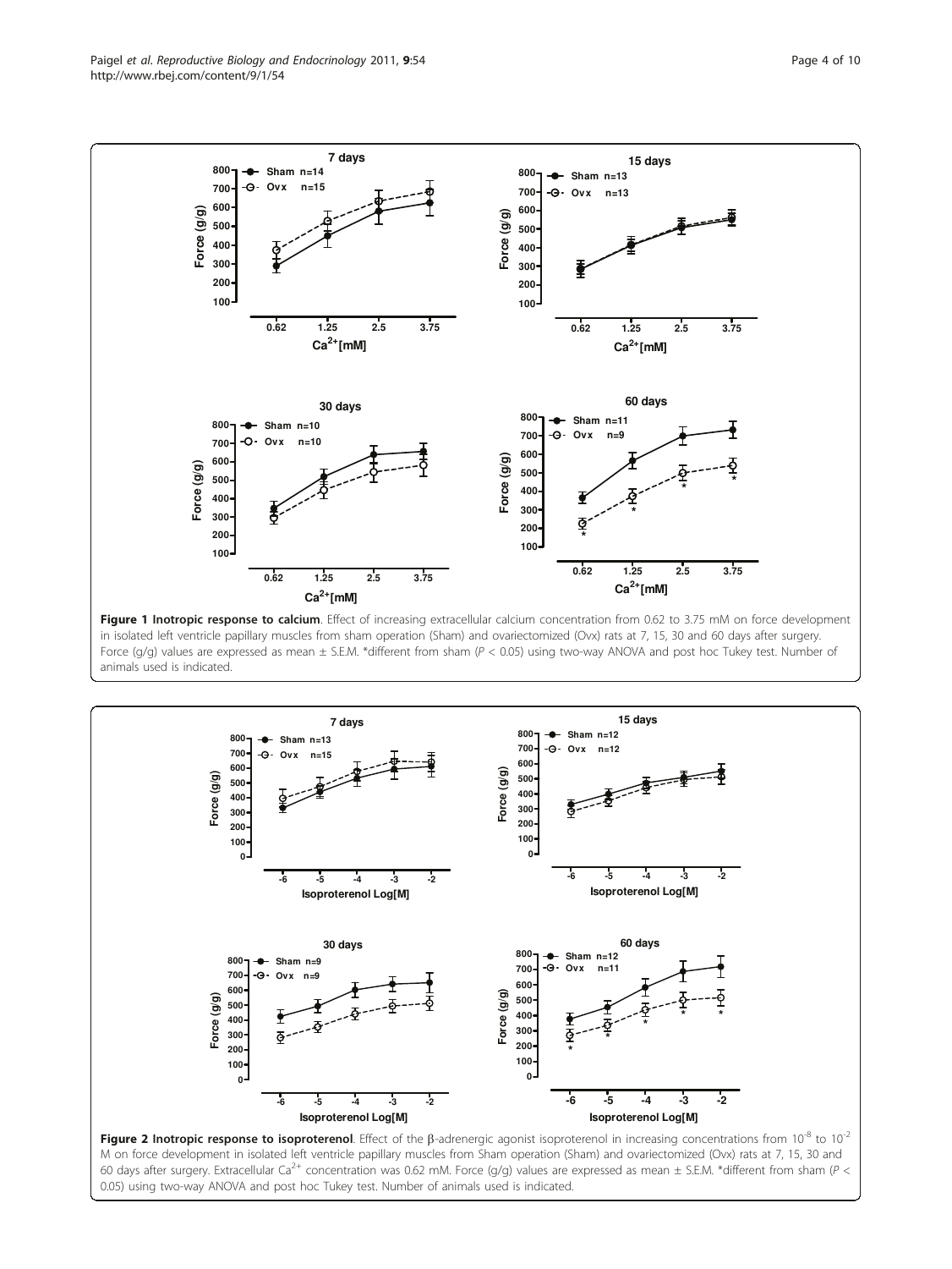**Figure 1 Inotropic response to calcium**. Effect of increasing extracellular calcium concentration from 0.62 to 3.75 mM on force development in isolated left ventricle papillary muscles from sham operation (Sham) and ovariectomized (Ovx) rats at 7, 15, 30 and 60 days after surgery. Force (g/g) values are expressed as mean ± S.E.M. *different from sham ($P < 0.05$) using two-way ANOVA and post hoc Tukey test. Number of animals used is indicated.

**Figure 2 Inotropic response to isoproterenol**. Effect of the β-adrenergic agonist isoproterenol in increasing concentrations from $10^{-8}$ to $10^{-2}$ M on force development in isolated left ventricle papillary muscles from Sham operation (Sham) and ovariectomized (Ovx) rats at 7, 15, 30 and 60 days after surgery. Extracellular $Ca^{2+}$ concentration was 0.62 mM. Force (g/g) values are expressed as mean ± S.E.M. *different from sham ($P < 0.05$) using two-way ANOVA and post hoc Tukey test. Number of animals used is indicated.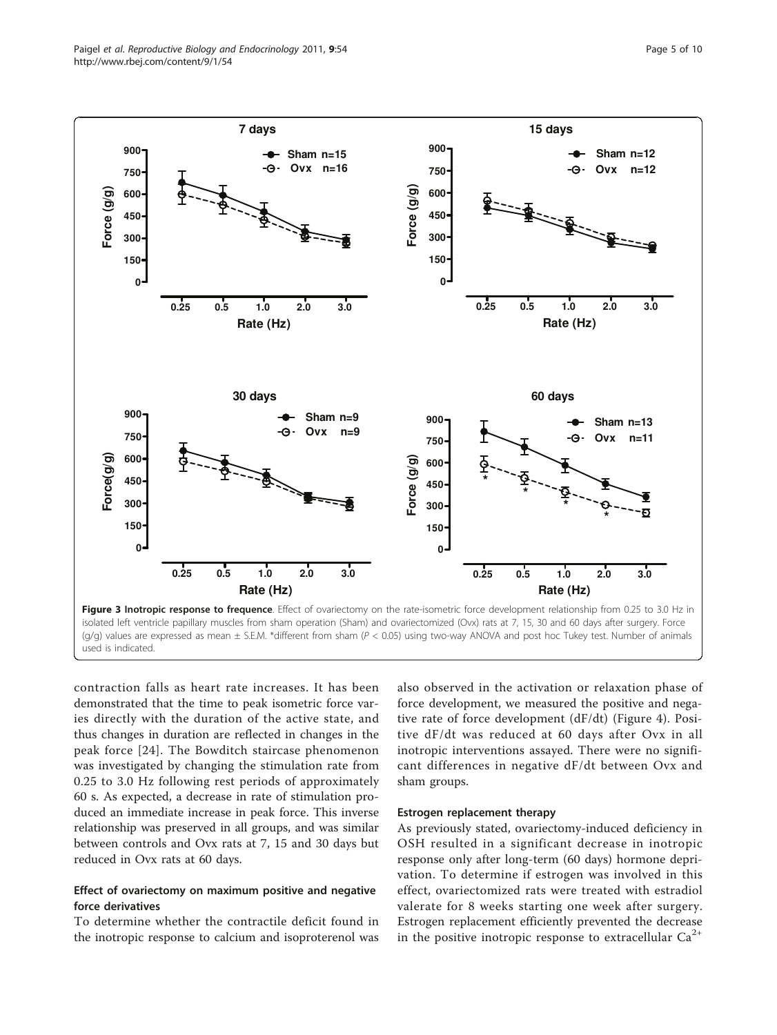**Figure 3 Inotropic response to frequence**. Effect of ovariectomy on the rate-isometric force development relationship from 0.25 to 3.0 Hz in isolated left ventricle papillary muscles from sham operation (Sham) and ovariectomized (Ovx) rats at 7, 15, 30 and 60 days after surgery. Force (g/g) values are expressed as mean ± S.E.M. *different from sham ($P < 0.05$) using two-way ANOVA and post hoc Tukey test. Number of animals used is indicated.

contraction falls as heart rate increases. It has been demonstrated that the time to peak isometric force varies directly with the duration of the active state, and thus changes in duration are reflected in changes in the peak force [24]. The Bowditch staircase phenomenon was investigated by changing the stimulation rate from 0.25 to 3.0 Hz following rest periods of approximately 60 s. As expected, a decrease in rate of stimulation produced an immediate increase in peak force. This inverse relationship was preserved in all groups, and was similar between controls and Ovx rats at 7, 15 and 30 days but reduced in Ovx rats at 60 days.

### Effect of ovariectomy on maximum positive and negative force derivatives

To determine whether the contractile deficit found in the inotropic response to calcium and isoproterenol was also observed in the activation or relaxation phase of force development, we measured the positive and negative rate of force development (dF/dt) (Figure 4). Positive dF/dt was reduced at 60 days after Ovx in all inotropic interventions assayed. There were no significant differences in negative dF/dt between Ovx and sham groups.

### Estrogen replacement therapy

As previously stated, ovariectomy-induced deficiency in OSH resulted in a significant decrease in inotropic response only after long-term (60 days) hormone deprivation. To determine if estrogen was involved in this effect, ovariectomized rats were treated with estradiol valerate for 8 weeks starting one week after surgery. Estrogen replacement efficiently prevented the decrease in the positive inotropic response to extracellular $Ca^{2+}$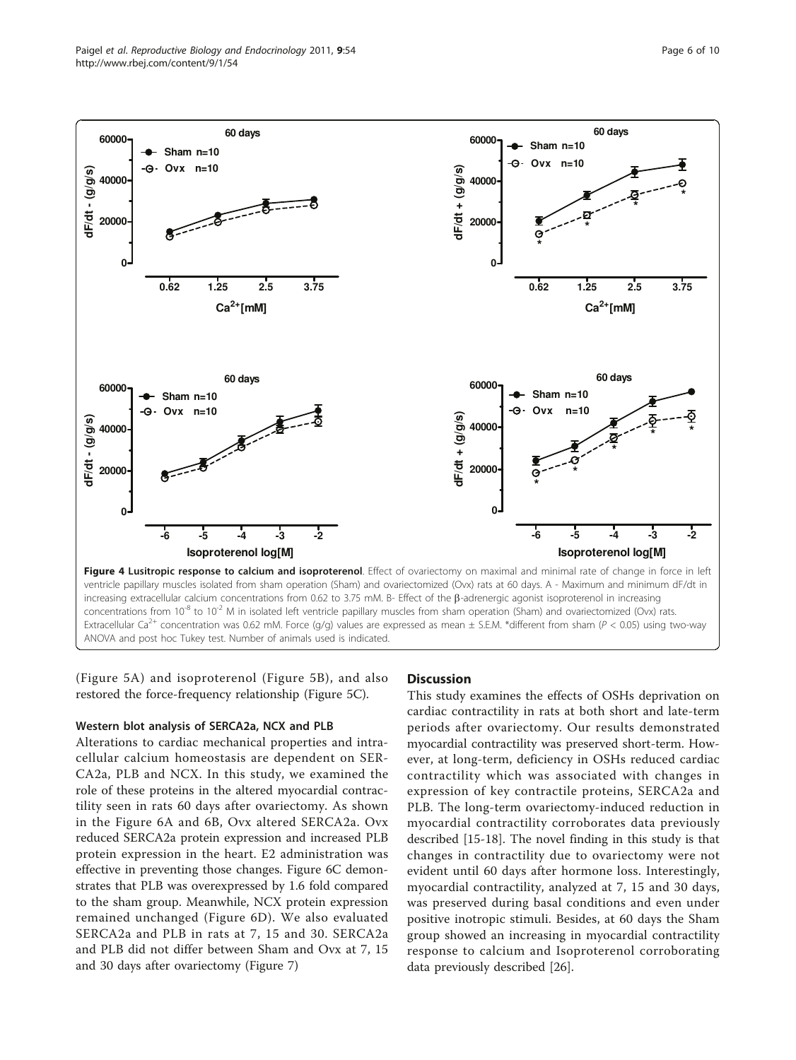**Figure 4 Lusitropic response to calcium and isoproterenol**. Effect of ovariectomy on maximal and minimal rate of change in force in left ventricle papillary muscles isolated from sham operation (Sham) and ovariectomized (Ovx) rats at 60 days. A - Maximum and minimum dF/dt in increasing extracellular calcium concentrations from 0.62 to 3.75 mM. B- Effect of the β-adrenergic agonist isoproterenol in increasing concentrations from $10^{-8}$ to $10^{-2}$ M in isolated left ventricle papillary muscles from sham operation (Sham) and ovariectomized (Ovx) rats. Extracellular $Ca^{2+}$ concentration was 0.62 mM. Force (g/g) values are expressed as mean ± S.E.M. *different from sham ($P < 0.05$) using two-way ANOVA and post hoc Tukey test. Number of animals used is indicated.

(Figure 5A) and isoproterenol (Figure 5B), and also restored the force-frequency relationship (Figure 5C).

### Western blot analysis of SERCA2a, NCX and PLB

Alterations to cardiac mechanical properties and intracellular calcium homeostasis are dependent on SERCA2a, PLB and NCX. In this study, we examined the role of these proteins in the altered myocardial contractility seen in rats 60 days after ovariectomy. As shown in the Figure 6A and 6B, Ovx altered SERCA2a. Ovx reduced SERCA2a protein expression and increased PLB protein expression in the heart. E2 administration was effective in preventing those changes. Figure 6C demonstrates that PLB was overexpressed by 1.6 fold compared to the sham group. Meanwhile, NCX protein expression remained unchanged (Figure 6D). We also evaluated SERCA2a and PLB in rats at 7, 15 and 30. SERCA2a and PLB did not differ between Sham and Ovx at 7, 15 and 30 days after ovariectomy (Figure 7)

## Discussion

This study examines the effects of OSHs deprivation on cardiac contractility in rats at both short and late-term periods after ovariectomy. Our results demonstrated myocardial contractility was preserved short-term. However, at long-term, deficiency in OSHs reduced cardiac contractility which was associated with changes in expression of key contractile proteins, SERCA2a and PLB. The long-term ovariectomy-induced reduction in myocardial contractility corroborates data previously described [15-18]. The novel finding in this study is that changes in contractility due to ovariectomy were not evident until 60 days after hormone loss. Interestingly, myocardial contractility, analyzed at 7, 15 and 30 days, was preserved during basal conditions and even under positive inotropic stimuli. Besides, at 60 days the Sham group showed an increasing in myocardial contractility response to calcium and Isoproterenol corroborating data previously described [26].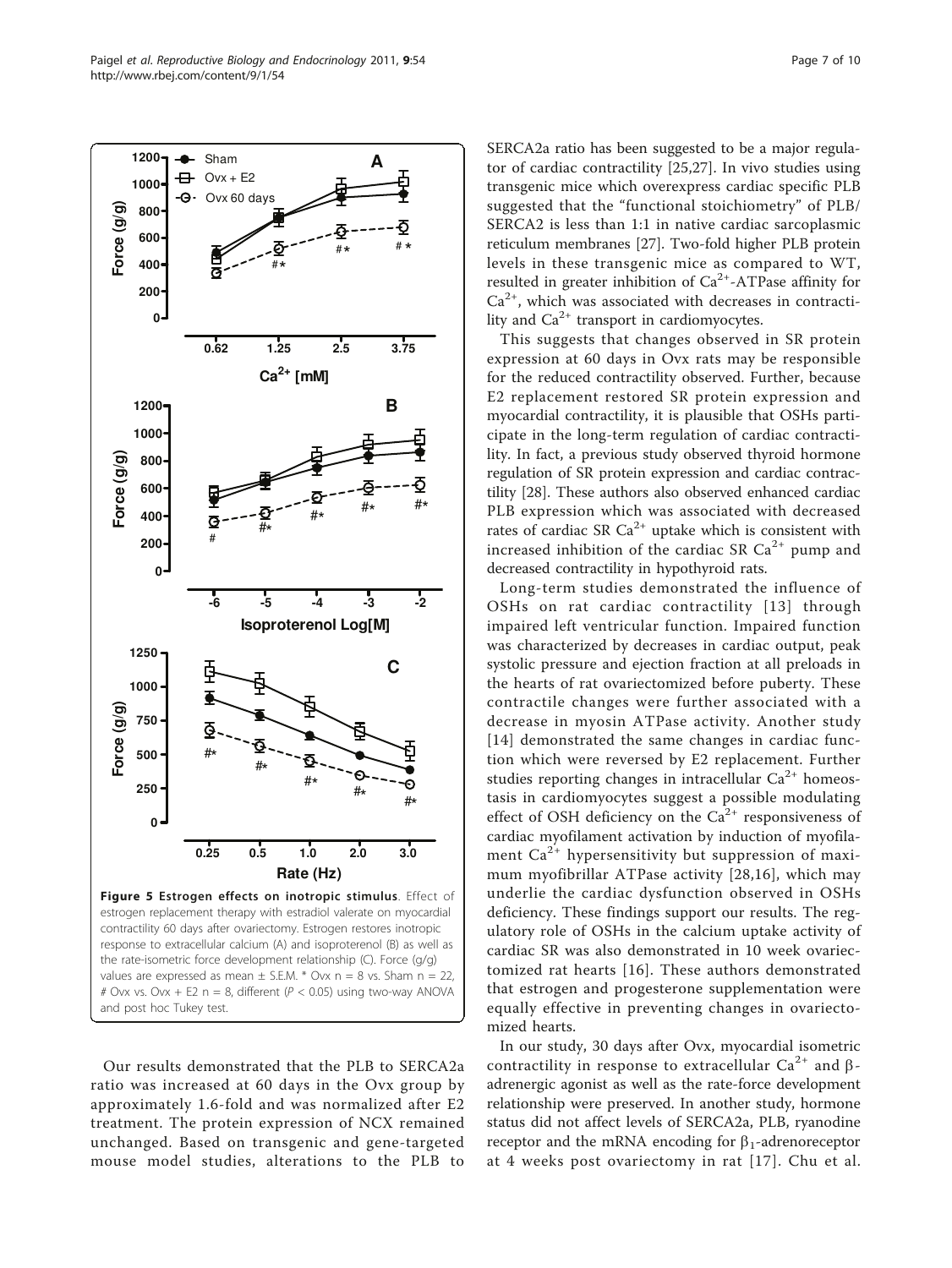**Figure 5 Estrogen effects on inotropic stimulus**. Effect of estrogen replacement therapy with estradiol valerate on myocardial contractility 60 days after ovariectomy. Estrogen restores inotropic response to extracellular calcium (A) and isoproterenol (B) as well as the rate-isometric force development relationship (C). Force (g/g) values are expressed as mean ± S.E.M. * Ovx n = 8 vs. Sham n = 22, # Ovx vs. Ovx + E2 n = 8, different ($P < 0.05$) using two-way ANOVA and post hoc Tukey test.

Our results demonstrated that the PLB to SERCA2a ratio was increased at 60 days in the Ovx group by approximately 1.6-fold and was normalized after E2 treatment. The protein expression of NCX remained unchanged. Based on transgenic and gene-targeted mouse model studies, alterations to the PLB to SERCA2a ratio has been suggested to be a major regulator of cardiac contractility [25,27]. In vivo studies using transgenic mice which overexpress cardiac specific PLB suggested that the "functional stoichiometry" of PLB/SERCA2 is less than 1:1 in native cardiac sarcoplasmic reticulum membranes [27]. Two-fold higher PLB protein levels in these transgenic mice as compared to WT, resulted in greater inhibition of $Ca^{2+}$-ATPase affinity for $Ca^{2+}$, which was associated with decreases in contractility and $Ca^{2+}$ transport in cardiomyocytes.

This suggests that changes observed in SR protein expression at 60 days in Ovx rats may be responsible for the reduced contractility observed. Further, because E2 replacement restored SR protein expression and myocardial contractility, it is plausible that OSHs participate in the long-term regulation of cardiac contractility. In fact, a previous study observed thyroid hormone regulation of SR protein expression and cardiac contractility [28]. These authors also observed enhanced cardiac PLB expression which was associated with decreased rates of cardiac SR $Ca^{2+}$ uptake which is consistent with increased inhibition of the cardiac SR $Ca^{2+}$ pump and decreased contractility in hypothyroid rats.

Long-term studies demonstrated the influence of OSHs on rat cardiac contractility [13] through impaired left ventricular function. Impaired function was characterized by decreases in cardiac output, peak systolic pressure and ejection fraction at all preloads in the hearts of rat ovariectomized before puberty. These contractile changes were further associated with a decrease in myosin ATPase activity. Another study [14] demonstrated the same changes in cardiac function which were reversed by E2 replacement. Further studies reporting changes in intracellular $Ca^{2+}$ homeostasis in cardiomyocytes suggest a possible modulating effect of OSH deficiency on the $Ca^{2+}$ responsiveness of cardiac myofilament activation by induction of myofilament $Ca^{2+}$ hypersensitivity but suppression of maximum myofibrillar ATPase activity [28,16], which may underlie the cardiac dysfunction observed in OSHs deficiency. These findings support our results. The regulatory role of OSHs in the calcium uptake activity of cardiac SR was also demonstrated in 10 week ovariectomized rat hearts [16]. These authors demonstrated that estrogen and progesterone supplementation were equally effective in preventing changes in ovariectomized hearts.

In our study, 30 days after Ovx, myocardial isometric contractility in response to extracellular $Ca^{2+}$ and β-adrenergic agonist as well as the rate-force development relationship were preserved. In another study, hormone status did not affect levels of SERCA2a, PLB, ryanodine receptor and the mRNA encoding for $\beta_1$-adrenoreceptor at 4 weeks post ovariectomy in rat [17]. Chu et al.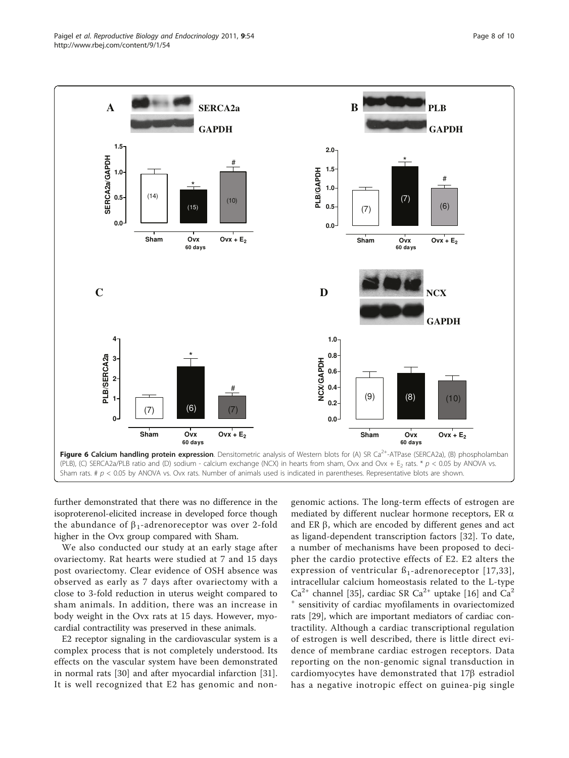**Figure 6 Calcium handling protein expression**. Densitometric analysis of Western blots for (A) SR $Ca^{2+}$-ATPase (SERCA2a), (B) phospholamban (PLB), (C) SERCA2a/PLB ratio and (D) sodium - calcium exchange (NCX) in hearts from sham, Ovx and Ovx + $E_2$ rats. * $p < 0.05$ by ANOVA vs. Sham rats. # $p < 0.05$ by ANOVA vs. Ovx rats. Number of animals used is indicated in parentheses. Representative blots are shown.

further demonstrated that there was no difference in the isoproterenol-elicited increase in developed force though the abundance of $\beta_1$-adrenoreceptor was over 2-fold higher in the Ovx group compared with Sham.

We also conducted our study at an early stage after ovariectomy. Rat hearts were studied at 7 and 15 days post ovariectomy. Clear evidence of OSH absence was observed as early as 7 days after ovariectomy with a close to 3-fold reduction in uterus weight compared to sham animals. In addition, there was an increase in body weight in the Ovx rats at 15 days. However, myocardial contractility was preserved in these animals.

E2 receptor signaling in the cardiovascular system is a complex process that is not completely understood. Its effects on the vascular system have been demonstrated in normal rats [30] and after myocardial infarction [31]. It is well recognized that E2 has genomic and non-genomic actions. The long-term effects of estrogen are mediated by different nuclear hormone receptors, ER $\alpha$ and ER $\beta$, which are encoded by different genes and act as ligand-dependent transcription factors [32]. To date, a number of mechanisms have been proposed to decipher the cardio protective effects of E2. E2 alters the expression of ventricular $\beta_1$-adrenoreceptor [17,33], intracellular calcium homeostasis related to the L-type $Ca^{2+}$ channel [35], cardiac SR $Ca^{2+}$ uptake [16] and $Ca^{2+}$ sensitivity of cardiac myofilaments in ovariectomized rats [29], which are important mediators of cardiac contractility. Although a cardiac transcriptional regulation of estrogen is well described, there is little direct evidence of membrane cardiac estrogen receptors. Data reporting on the non-genomic signal transduction in cardiomyocytes have demonstrated that 17β estradiol has a negative inotropic effect on guinea-pig single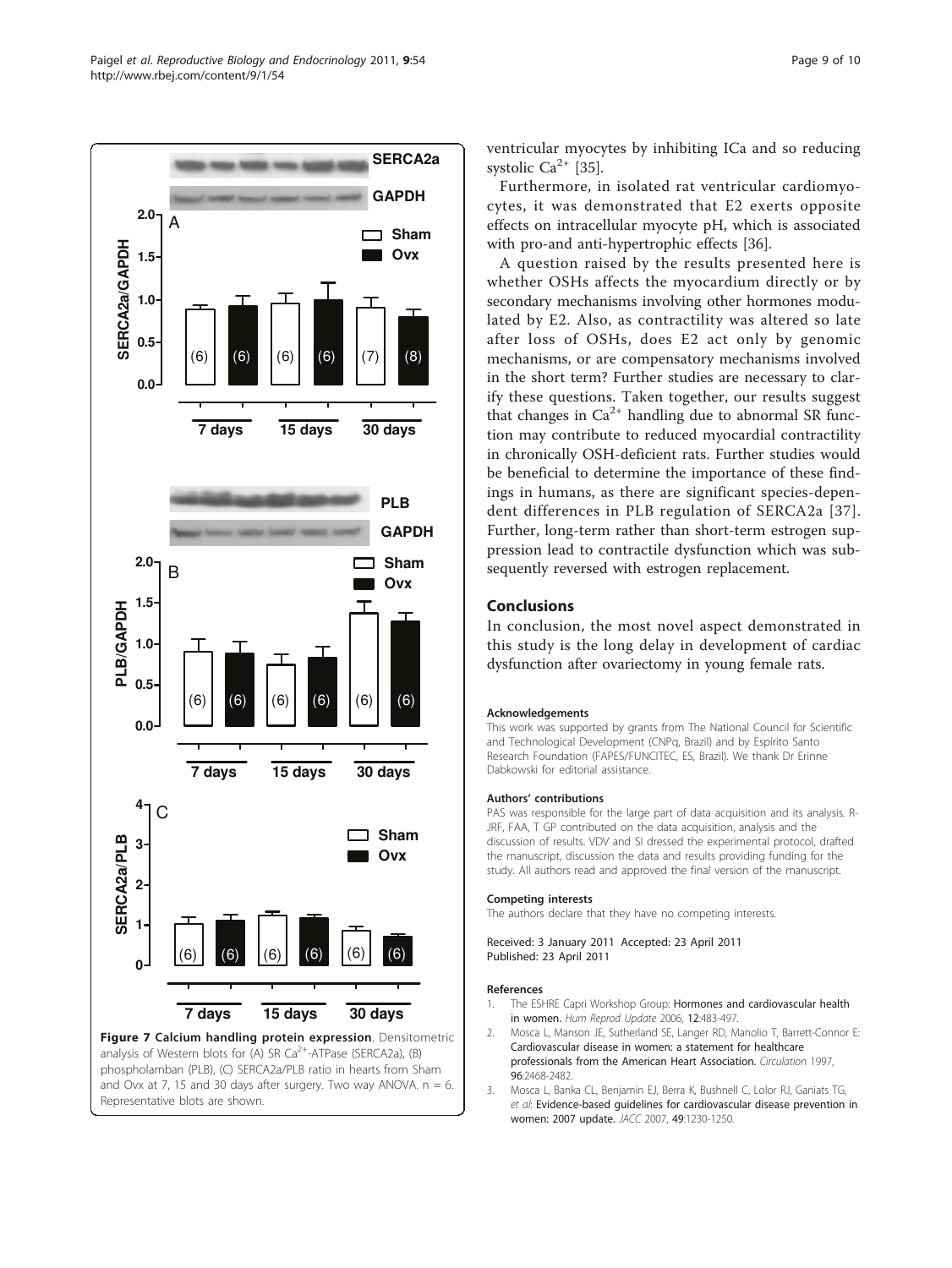Figure 7 Calcium handling protein expression. Densitometric analysis of Western blots for (A) SR $Ca^{2+}$-ATPase (SERCA2a), (B) phospholamban (PLB), (C) SERCA2a/PLB ratio in hearts from Sham and Ovx at 7, 15 and 30 days after surgery. Two way ANOVA. n = 6. Representative blots are shown.

ventricular myocytes by inhibiting ICa and so reducing systolic $Ca^{2+}$ [35].

Furthermore, in isolated rat ventricular cardiomyocytes, it was demonstrated that E2 exerts opposite effects on intracellular myocyte pH, which is associated with pro-and anti-hypertrophic effects [36].

A question raised by the results presented here is whether OSHs affects the myocardium directly or by secondary mechanisms involving other hormones modulated by E2. Also, as contractility was altered so late after loss of OSHs, does E2 act only by genomic mechanisms, or are compensatory mechanisms involved in the short term? Further studies are necessary to clarify these questions. Taken together, our results suggest that changes in $Ca^{2+}$ handling due to abnormal SR function may contribute to reduced myocardial contractility in chronically OSH-deficient rats. Further studies would be beneficial to determine the importance of these findings in humans, as there are significant species-dependent differences in PLB regulation of SERCA2a [37]. Further, long-term rather than short-term estrogen suppression lead to contractile dysfunction which was subsequently reversed with estrogen replacement.

## Conclusions

In conclusion, the most novel aspect demonstrated in this study is the long delay in development of cardiac dysfunction after ovariectomy in young female rats.

#### Acknowledgements

This work was supported by grants from The National Council for Scientific and Technological Development (CNPq, Brazil) and by Espírito Santo Research Foundation (FAPES/FUNCITEC, ES, Brazil). We thank Dr Erinne Dabkowski for editorial assistance.

#### Authors' contributions

PAS was responsible for the large part of data acquisition and its analysis. R-JRF, FAA, T GP contributed on the data acquisition, analysis and the discussion of results. VDV and SI dressed the experimental protocol, drafted the manuscript, discussion the data and results providing funding for the study. All authors read and approved the final version of the manuscript.

#### Competing interests

The authors declare that they have no competing interests.

Received: 3 January 2011 Accepted: 23 April 2011
Published: 23 April 2011

#### References

1. The ESHRE Capri Workshop Group: **Hormones and cardiovascular health in women.** *Hum Reprod Update* 2006, **12**:483-497.
2. Mosca L, Manson JE, Sutherland SE, Langer RD, Manolio T, Barrett-Connor E: **Cardiovascular disease in women: a statement for healthcare professionals from the American Heart Association.** *Circulation* 1997, **96**:2468-2482.
3. Mosca L, Banka CL, Benjamin EJ, Berra K, Bushnell C, Lolor RJ, Ganiats TG, *et al*: **Evidence-based guidelines for cardiovascular disease prevention in women: 2007 update.** *JACC* 2007, **49**:1230-1250.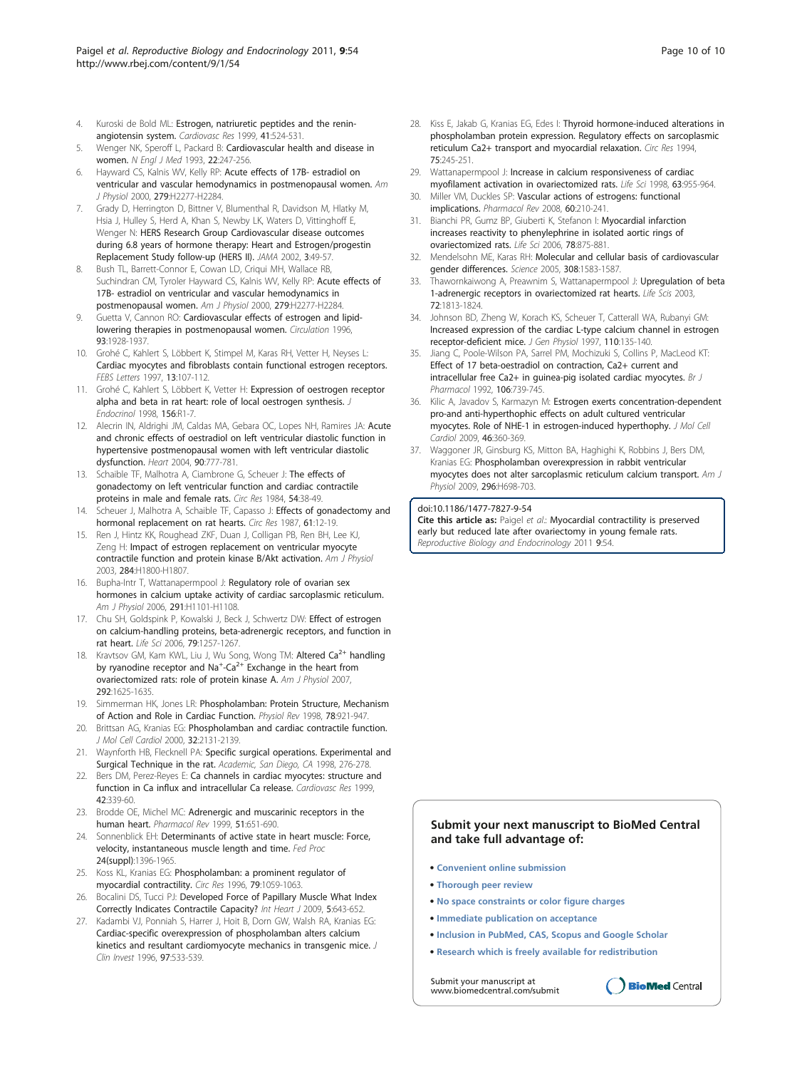4. Kuroski de Bold ML: **Estrogen, natriuretic peptides and the renin-angiotensin system.** *Cardiovasc Res* 1999, **41**:524-531.
5. Wenger NK, Speroff L, Packard B: **Cardiovascular health and disease in women.** *N Engl J Med* 1993, **22**:247-256.
6. Hayward CS, Kalnis WV, Kelly RP: **Acute effects of 17B- estradiol on ventricular and vascular hemodynamics in postmenopausal women.** *Am J Physiol* 2000, **279**:H2277-H2284.
7. Grady D, Herrington D, Bittner V, Blumenthal R, Davidson M, Hlatky M, Hsia J, Hulley S, Herd A, Khan S, Newby LK, Waters D, Vittinghoff E, Wenger N: **HERS Research Group Cardiovascular disease outcomes during 6.8 years of hormone therapy: Heart and Estrogen/progestin Replacement Study follow-up (HERS II).** *JAMA* 2002, **3**:49-57.
8. Bush TL, Barrett-Connor E, Cowan LD, Criqui MH, Wallace RB, Suchindran CM, Tyroler Hayward CS, Kalnis WV, Kelly RP: **Acute effects of 17B- estradiol on ventricular and vascular hemodynamics in postmenopausal women.** *Am J Physiol* 2000, **279**:H2277-H2284.
9. Guetta V, Cannon RO: **Cardiovascular effects of estrogen and lipid-lowering therapies in postmenopausal women.** *Circulation* 1996, **93**:1928-1937.
10. Grohé C, Kahlert S, Löbbert K, Stimpel M, Karas RH, Vetter H, Neyses L: **Cardiac myocytes and fibroblasts contain functional estrogen receptors.** *FEBS Letters* 1997, **13**:107-112.
11. Grohé C, Kahlert S, Löbbert K, Vetter H: **Expression of oestrogen receptor alpha and beta in rat heart: role of local oestrogen synthesis.** *J Endocrinol* 1998, **156**:R1-7.
12. Alecrin IN, Aldrighi JM, Caldas MA, Gebara OC, Lopes NH, Ramires JA: **Acute and chronic effects of oestradiol on left ventricular diastolic function in hypertensive postmenopausal women with left ventricular diastolic dysfunction.** *Heart* 2004, **90**:777-781.
13. Schaible TF, Malhotra A, Ciambrone G, Scheuer J: **The effects of gonadectomy on left ventricular function and cardiac contractile proteins in male and female rats.** *Circ Res* 1984, **54**:38-49.
14. Scheuer J, Malhotra A, Schaible TF, Capasso J: **Effects of gonadectomy and hormonal replacement on rat hearts.** *Circ Res* 1987, **61**:12-19.
15. Ren J, Hintz KK, Roughead ZKF, Duan J, Colligan PB, Ren BH, Lee KJ, Zeng H: **Impact of estrogen replacement on ventricular myocyte contractile function and protein kinase B/Akt activation.** *Am J Physiol* 2003, **284**:H1800-H1807.
16. Bupha-Intr T, Wattanapermpool J: **Regulatory role of ovarian sex hormones in calcium uptake activity of cardiac sarcoplasmic reticulum.** *Am J Physiol* 2006, **291**:H1101-H1108.
17. Chu SH, Goldspink P, Kowalski J, Beck J, Schwertz DW: **Effect of estrogen on calcium-handling proteins, beta-adrenergic receptors, and function in rat heart.** *Life Sci* 2006, **79**:1257-1267.
18. Kravtsov GM, Kam KWL, Liu J, Wu Song, Wong TM: **Altered $Ca^{2+}$ handling by ryanodine receptor and $Na^{+}$-$Ca^{2+}$ Exchange in the heart from ovariectomized rats: role of protein kinase A.** *Am J Physiol* 2007, **292**:1625-1635.
19. Simmerman HK, Jones LR: **Phospholamban: Protein Structure, Mechanism of Action and Role in Cardiac Function.** *Physiol Rev* 1998, **78**:921-947.
20. Brittsan AG, Kranias EG: **Phospholamban and cardiac contractile function.** *J Mol Cell Cardiol* 2000, **32**:2131-2139.
21. Waynforth HB, Flecknell PA: **Specific surgical operations. Experimental and Surgical Technique in the rat.** *Academic, San Diego, CA* 1998, 276-278.
22. Bers DM, Perez-Reyes E: **Ca channels in cardiac myocytes: structure and function in Ca influx and intracellular Ca release.** *Cardiovasc Res* 1999, **42**:339-60.
23. Brodde OE, Michel MC: **Adrenergic and muscarinic receptors in the human heart.** *Pharmacol Rev* 1999, **51**:651-690.
24. Sonnenblick EH: **Determinants of active state in heart muscle: Force, velocity, instantaneous muscle length and time.** *Fed Proc* **24(suppl)**:1396-1965.
25. Koss KL, Kranias EG: **Phospholamban: a prominent regulator of myocardial contractility.** *Circ Res* 1996, **79**:1059-1063.
26. Bocalini DS, Tucci PJ: **Developed Force of Papillary Muscle What Index Correctly Indicates Contractile Capacity?** *Int Heart J* 2009, **5**:643-652.
27. Kadambi VJ, Ponniah S, Harrer J, Hoit B, Dorn GW, Walsh RA, Kranias EG: **Cardiac-specific overexpression of phospholamban alters calcium kinetics and resultant cardiomyocyte mechanics in transgenic mice.** *J Clin Invest* 1996, **97**:533-539.
28. Kiss E, Jakab G, Kranias EG, Edes I: **Thyroid hormone-induced alterations in phospholamban protein expression. Regulatory effects on sarcoplasmic reticulum Ca2+ transport and myocardial relaxation.** *Circ Res* 1994, **75**:245-251.
29. Wattanapermpool J: **Increase in calcium responsiveness of cardiac myofilament activation in ovariectomized rats.** *Life Sci* 1998, **63**:955-964.
30. Miller VM, Duckles SP: **Vascular actions of estrogens: functional implications.** *Pharmacol Rev* 2008, **60**:210-241.
31. Bianchi PR, Gumz BP, Giuberti K, Stefanon I: **Myocardial infarction increases reactivity to phenylephrine in isolated aortic rings of ovariectomized rats.** *Life Sci* 2006, **78**:875-881.
32. Mendelsohn ME, Karas RH: **Molecular and cellular basis of cardiovascular gender differences.** *Science* 2005, **308**:1583-1587.
33. Thawornkaiwong A, Preawnim S, Wattanapermpool J: **Upregulation of beta 1-adrenergic receptors in ovariectomized rat hearts.** *Life Scis* 2003, **72**:1813-1824.
34. Johnson BD, Zheng W, Korach KS, Scheuer T, Catterall WA, Rubanyi GM: **Increased expression of the cardiac L-type calcium channel in estrogen receptor-deficient mice.** *J Gen Physiol* 1997, **110**:135-140.
35. Jiang C, Poole-Wilson PA, Sarrel PM, Mochizuki S, Collins P, MacLeod KT: **Effect of 17 beta-oestradiol on contraction, Ca2+ current and intracellular free Ca2+ in guinea-pig isolated cardiac myocytes.** *Br J Pharmacol* 1992, **106**:739-745.
36. Kilic A, Javadov S, Karmazyn M: **Estrogen exerts concentration-dependent pro-and anti-hyperthophic effects on adult cultured ventricular myocytes. Role of NHE-1 in estrogen-induced hyperthophy.** *J Mol Cell Cardiol* 2009, **46**:360-369.
37. Waggoner JR, Ginsburg KS, Mitton BA, Haghighi K, Robbins J, Bers DM, Kranias EG: **Phospholamban overexpression in rabbit ventricular myocytes does not alter sarcoplasmic reticulum calcium transport.** *Am J Physiol* 2009, **296**:H698-703.

doi:10.1186/1477-7827-9-54

**Cite this article as:** Paigel *et al.*: Myocardial contractility is preserved early but reduced late after ovariectomy in young female rats. *Reproductive Biology and Endocrinology* 2011 **9**:54.

**Submit your next manuscript to BioMed Central and take full advantage of:**

- Convenient online submission
- Thorough peer review
- No space constraints or color figure charges
- Immediate publication on acceptance
- Inclusion in PubMed, CAS, Scopus and Google Scholar
- Research which is freely available for redistribution

Submit your manuscript at www.biomedcentral.com/submit

BioMed Central